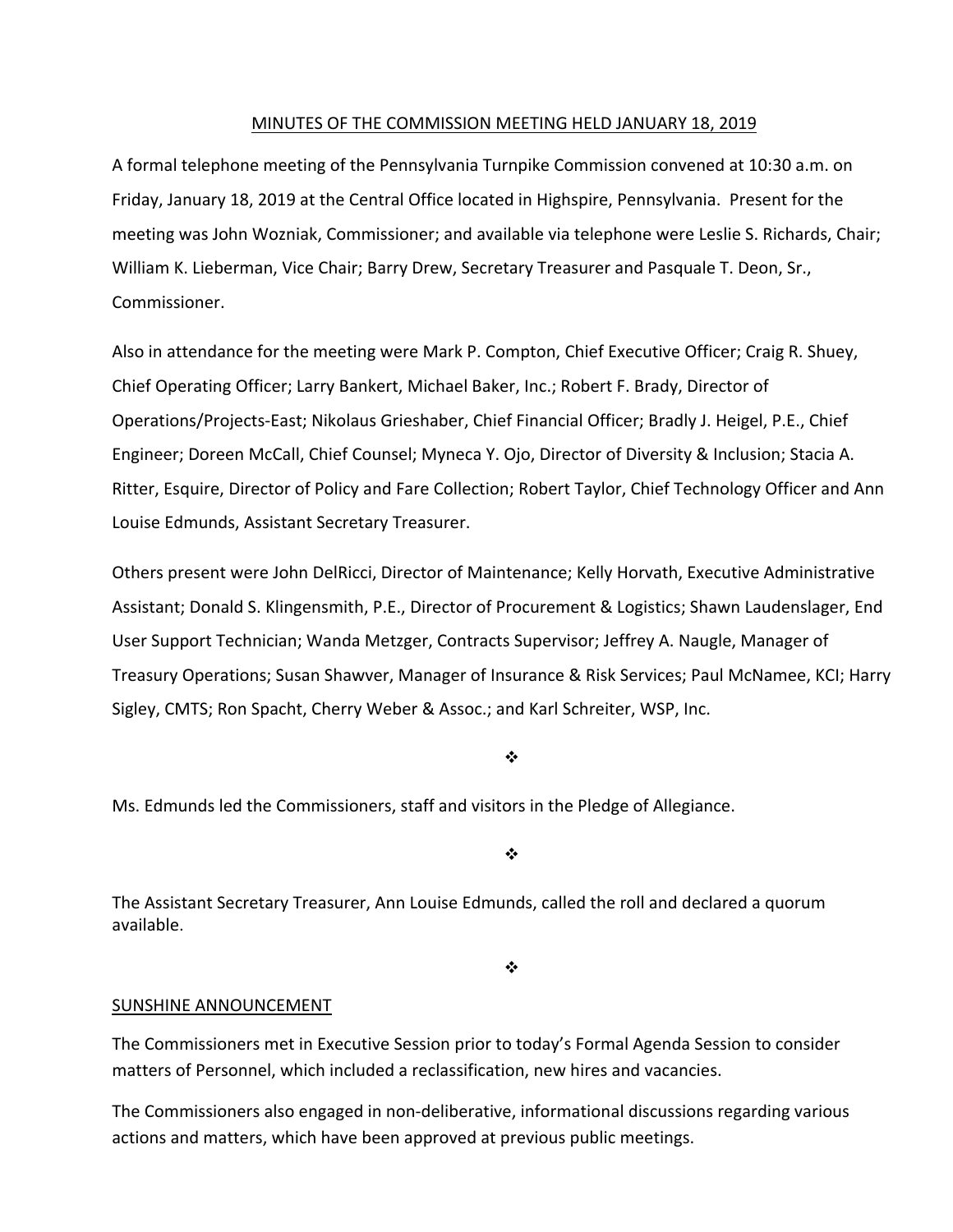MINUTES OF THE COMMISSION MEETING HELD JANUARY 18, 2019

A formal telephone meeting of the Pennsylvania Turnpike Commission convened at 10:30 a.m. on Friday, January 18, 2019 at the Central Office located in Highspire, Pennsylvania. Present for the meeting was John Wozniak, Commissioner; and available via telephone were Leslie S. Richards, Chair; William K. Lieberman, Vice Chair; Barry Drew, Secretary Treasurer and Pasquale T. Deon, Sr., Commissioner.

Also in attendance for the meeting were Mark P. Compton, Chief Executive Officer; Craig R. Shuey, Chief Operating Officer; Larry Bankert, Michael Baker, Inc.; Robert F. Brady, Director of Operations/Projects-East; Nikolaus Grieshaber, Chief Financial Officer; Bradly J. Heigel, P.E., Chief Engineer; Doreen McCall, Chief Counsel; Myneca Y. Ojo, Director of Diversity & Inclusion; Stacia A. Ritter, Esquire, Director of Policy and Fare Collection; Robert Taylor, Chief Technology Officer and Ann Louise Edmunds, Assistant Secretary Treasurer.

Others present were John DelRicci, Director of Maintenance; Kelly Horvath, Executive Administrative Assistant; Donald S. Klingensmith, P.E., Director of Procurement & Logistics; Shawn Laudenslager, End User Support Technician; Wanda Metzger, Contracts Supervisor; Jeffrey A. Naugle, Manager of Treasury Operations; Susan Shawver, Manager of Insurance & Risk Services; Paul McNamee, KCI; Harry Sigley, CMTS; Ron Spacht, Cherry Weber & Assoc.; and Karl Schreiter, WSP, Inc.

❖

Ms. Edmunds led the Commissioners, staff and visitors in the Pledge of Allegiance.

❖

The Assistant Secretary Treasurer, Ann Louise Edmunds, called the roll and declared a quorum available.

❖

SUNSHINE ANNOUNCEMENT

The Commissioners met in Executive Session prior to today's Formal Agenda Session to consider matters of Personnel, which included a reclassification, new hires and vacancies.

The Commissioners also engaged in non-deliberative, informational discussions regarding various actions and matters, which have been approved at previous public meetings.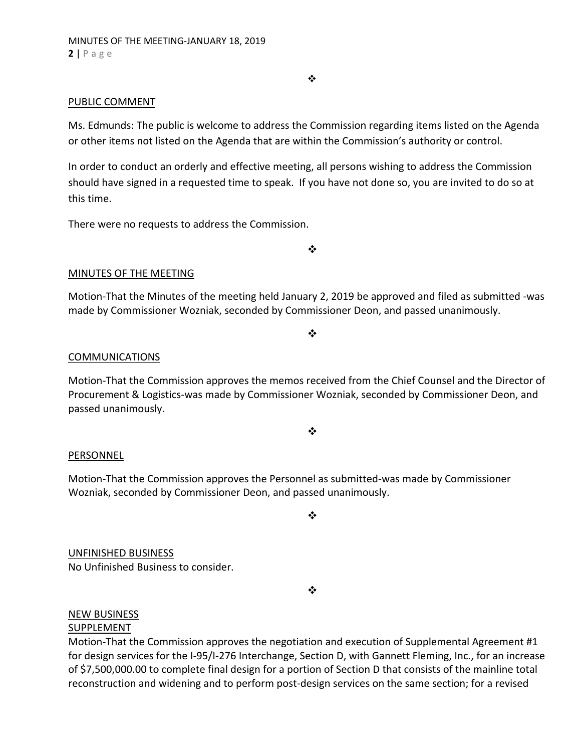❖

PUBLIC COMMENT

Ms. Edmunds: The public is welcome to address the Commission regarding items listed on the Agenda or other items not listed on the Agenda that are within the Commission's authority or control.

In order to conduct an orderly and effective meeting, all persons wishing to address the Commission should have signed in a requested time to speak. If you have not done so, you are invited to do so at this time.

There were no requests to address the Commission.

❖

MINUTES OF THE MEETING

Motion-That the Minutes of the meeting held January 2, 2019 be approved and filed as submitted -was made by Commissioner Wozniak, seconded by Commissioner Deon, and passed unanimously.

❖

COMMUNICATIONS

Motion-That the Commission approves the memos received from the Chief Counsel and the Director of Procurement & Logistics-was made by Commissioner Wozniak, seconded by Commissioner Deon, and passed unanimously.

❖

PERSONNEL

Motion-That the Commission approves the Personnel as submitted-was made by Commissioner Wozniak, seconded by Commissioner Deon, and passed unanimously.

❖

UNFINISHED BUSINESS

No Unfinished Business to consider.

❖

NEW BUSINESS

SUPPLEMENT

Motion-That the Commission approves the negotiation and execution of Supplemental Agreement #1 for design services for the I-95/I-276 Interchange, Section D, with Gannett Fleming, Inc., for an increase of $7,500,000.00 to complete final design for a portion of Section D that consists of the mainline total reconstruction and widening and to perform post-design services on the same section; for a revised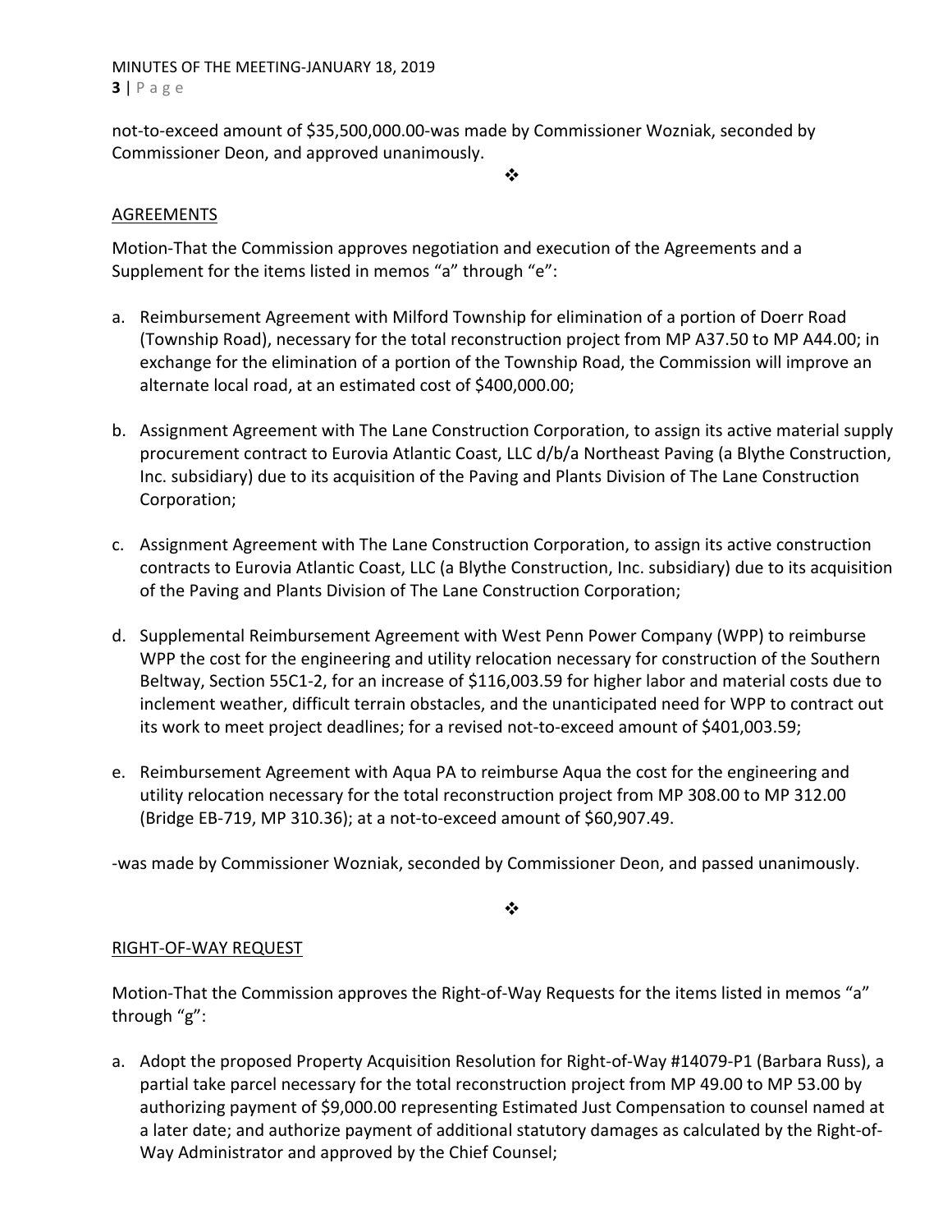not-to-exceed amount of $35,500,000.00-was made by Commissioner Wozniak, seconded by Commissioner Deon, and approved unanimously.

❖

AGREEMENTS

Motion-That the Commission approves negotiation and execution of the Agreements and a Supplement for the items listed in memos "a" through "e":

a. Reimbursement Agreement with Milford Township for elimination of a portion of Doerr Road (Township Road), necessary for the total reconstruction project from MP A37.50 to MP A44.00; in exchange for the elimination of a portion of the Township Road, the Commission will improve an alternate local road, at an estimated cost of $400,000.00;

b. Assignment Agreement with The Lane Construction Corporation, to assign its active material supply procurement contract to Eurovia Atlantic Coast, LLC d/b/a Northeast Paving (a Blythe Construction, Inc. subsidiary) due to its acquisition of the Paving and Plants Division of The Lane Construction Corporation;

c. Assignment Agreement with The Lane Construction Corporation, to assign its active construction contracts to Eurovia Atlantic Coast, LLC (a Blythe Construction, Inc. subsidiary) due to its acquisition of the Paving and Plants Division of The Lane Construction Corporation;

d. Supplemental Reimbursement Agreement with West Penn Power Company (WPP) to reimburse WPP the cost for the engineering and utility relocation necessary for construction of the Southern Beltway, Section 55C1-2, for an increase of $116,003.59 for higher labor and material costs due to inclement weather, difficult terrain obstacles, and the unanticipated need for WPP to contract out its work to meet project deadlines; for a revised not-to-exceed amount of $401,003.59;

e. Reimbursement Agreement with Aqua PA to reimburse Aqua the cost for the engineering and utility relocation necessary for the total reconstruction project from MP 308.00 to MP 312.00 (Bridge EB-719, MP 310.36); at a not-to-exceed amount of $60,907.49.

-was made by Commissioner Wozniak, seconded by Commissioner Deon, and passed unanimously.

❖

RIGHT-OF-WAY REQUEST

Motion-That the Commission approves the Right-of-Way Requests for the items listed in memos "a" through "g":

a. Adopt the proposed Property Acquisition Resolution for Right-of-Way #14079-P1 (Barbara Russ), a partial take parcel necessary for the total reconstruction project from MP 49.00 to MP 53.00 by authorizing payment of $9,000.00 representing Estimated Just Compensation to counsel named at a later date; and authorize payment of additional statutory damages as calculated by the Right-of-Way Administrator and approved by the Chief Counsel;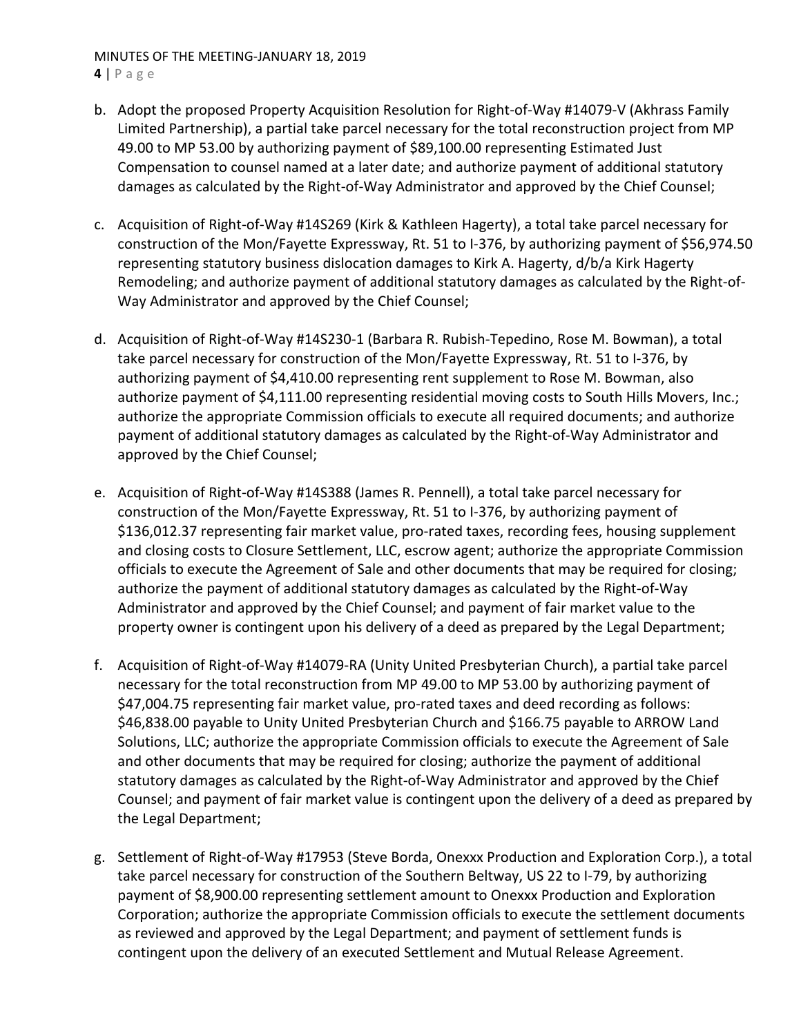b. Adopt the proposed Property Acquisition Resolution for Right-of-Way #14079-V (Akhrass Family Limited Partnership), a partial take parcel necessary for the total reconstruction project from MP 49.00 to MP 53.00 by authorizing payment of $89,100.00 representing Estimated Just Compensation to counsel named at a later date; and authorize payment of additional statutory damages as calculated by the Right-of-Way Administrator and approved by the Chief Counsel;

c. Acquisition of Right-of-Way #14S269 (Kirk & Kathleen Hagerty), a total take parcel necessary for construction of the Mon/Fayette Expressway, Rt. 51 to I-376, by authorizing payment of $56,974.50 representing statutory business dislocation damages to Kirk A. Hagerty, d/b/a Kirk Hagerty Remodeling; and authorize payment of additional statutory damages as calculated by the Right-of-Way Administrator and approved by the Chief Counsel;

d. Acquisition of Right-of-Way #14S230-1 (Barbara R. Rubish-Tepedino, Rose M. Bowman), a total take parcel necessary for construction of the Mon/Fayette Expressway, Rt. 51 to I-376, by authorizing payment of $4,410.00 representing rent supplement to Rose M. Bowman, also authorize payment of $4,111.00 representing residential moving costs to South Hills Movers, Inc.; authorize the appropriate Commission officials to execute all required documents; and authorize payment of additional statutory damages as calculated by the Right-of-Way Administrator and approved by the Chief Counsel;

e. Acquisition of Right-of-Way #14S388 (James R. Pennell), a total take parcel necessary for construction of the Mon/Fayette Expressway, Rt. 51 to I-376, by authorizing payment of $136,012.37 representing fair market value, pro-rated taxes, recording fees, housing supplement and closing costs to Closure Settlement, LLC, escrow agent; authorize the appropriate Commission officials to execute the Agreement of Sale and other documents that may be required for closing; authorize the payment of additional statutory damages as calculated by the Right-of-Way Administrator and approved by the Chief Counsel; and payment of fair market value to the property owner is contingent upon his delivery of a deed as prepared by the Legal Department;

f. Acquisition of Right-of-Way #14079-RA (Unity United Presbyterian Church), a partial take parcel necessary for the total reconstruction from MP 49.00 to MP 53.00 by authorizing payment of $47,004.75 representing fair market value, pro-rated taxes and deed recording as follows: $46,838.00 payable to Unity United Presbyterian Church and $166.75 payable to ARROW Land Solutions, LLC; authorize the appropriate Commission officials to execute the Agreement of Sale and other documents that may be required for closing; authorize the payment of additional statutory damages as calculated by the Right-of-Way Administrator and approved by the Chief Counsel; and payment of fair market value is contingent upon the delivery of a deed as prepared by the Legal Department;

g. Settlement of Right-of-Way #17953 (Steve Borda, Onexxx Production and Exploration Corp.), a total take parcel necessary for construction of the Southern Beltway, US 22 to I-79, by authorizing payment of $8,900.00 representing settlement amount to Onexxx Production and Exploration Corporation; authorize the appropriate Commission officials to execute the settlement documents as reviewed and approved by the Legal Department; and payment of settlement funds is contingent upon the delivery of an executed Settlement and Mutual Release Agreement.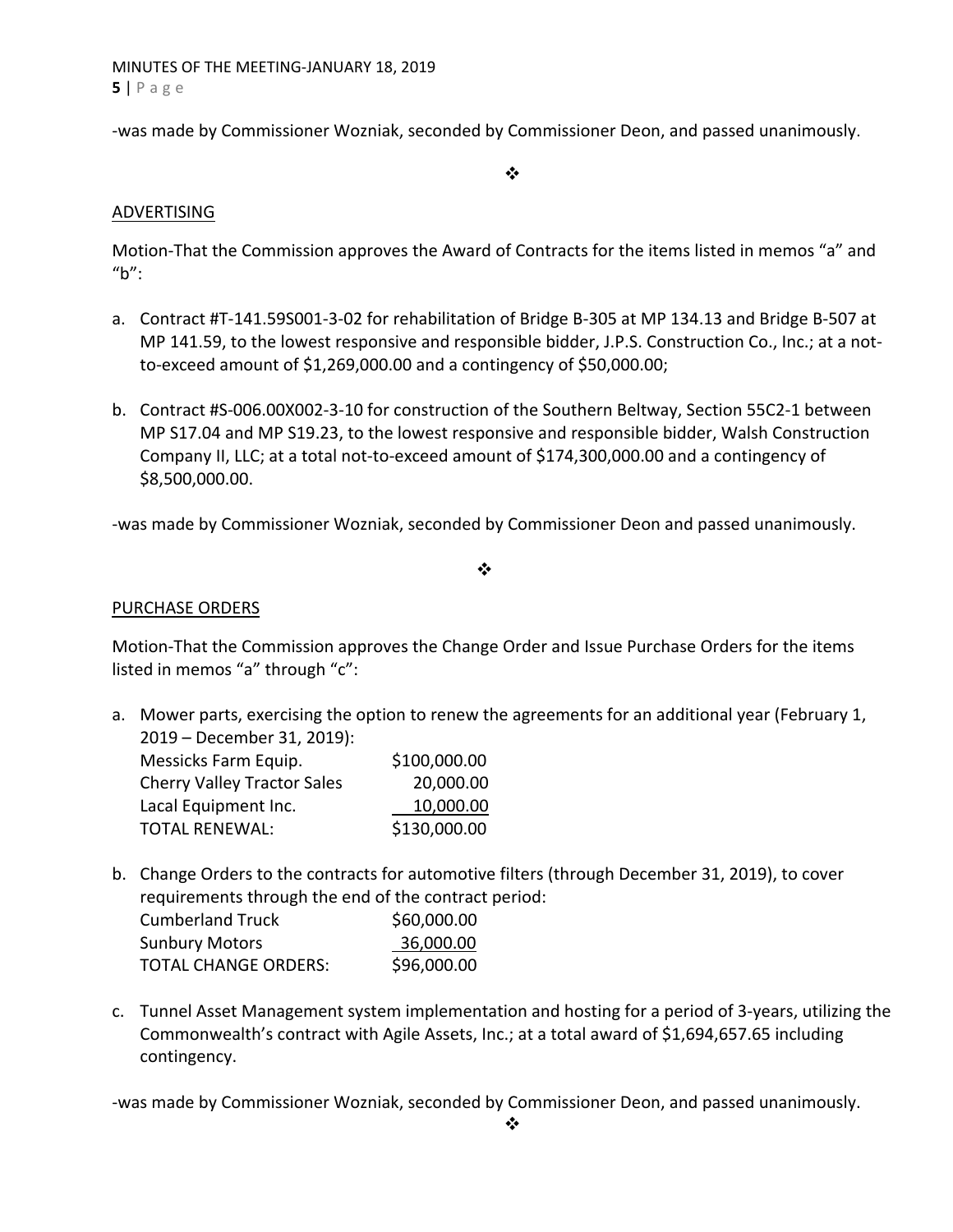-was made by Commissioner Wozniak, seconded by Commissioner Deon, and passed unanimously.

❖

## ADVERTISING

Motion-That the Commission approves the Award of Contracts for the items listed in memos "a" and "b":

a. Contract #T-141.59S001-3-02 for rehabilitation of Bridge B-305 at MP 134.13 and Bridge B-507 at MP 141.59, to the lowest responsive and responsible bidder, J.P.S. Construction Co., Inc.; at a not-to-exceed amount of $1,269,000.00 and a contingency of $50,000.00;

b. Contract #S-006.00X002-3-10 for construction of the Southern Beltway, Section 55C2-1 between MP S17.04 and MP S19.23, to the lowest responsive and responsible bidder, Walsh Construction Company II, LLC; at a total not-to-exceed amount of $174,300,000.00 and a contingency of $8,500,000.00.

-was made by Commissioner Wozniak, seconded by Commissioner Deon and passed unanimously.

❖

## PURCHASE ORDERS

Motion-That the Commission approves the Change Order and Issue Purchase Orders for the items listed in memos "a" through "c":

a. Mower parts, exercising the option to renew the agreements for an additional year (February 1, 2019 – December 31, 2019):

| | |
|---|---|
| Messicks Farm Equip. | $100,000.00 |
| Cherry Valley Tractor Sales | 20,000.00 |
| Lacal Equipment Inc. | 10,000.00 |
| TOTAL RENEWAL: | $130,000.00 |

b. Change Orders to the contracts for automotive filters (through December 31, 2019), to cover requirements through the end of the contract period:

| | |
|---|---|
| Cumberland Truck | $60,000.00 |
| Sunbury Motors | 36,000.00 |
| TOTAL CHANGE ORDERS: | $96,000.00 |

c. Tunnel Asset Management system implementation and hosting for a period of 3-years, utilizing the Commonwealth's contract with Agile Assets, Inc.; at a total award of $1,694,657.65 including contingency.

-was made by Commissioner Wozniak, seconded by Commissioner Deon, and passed unanimously.

❖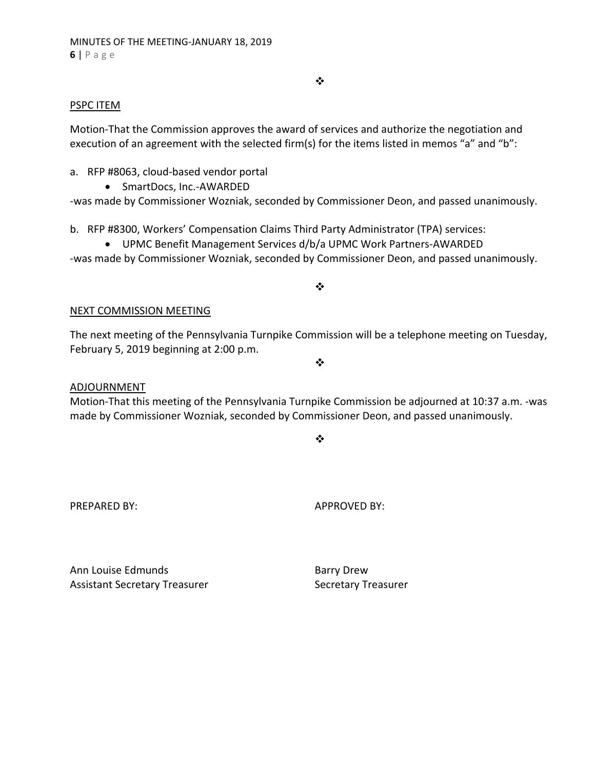❖

## PSPC ITEM

Motion-That the Commission approves the award of services and authorize the negotiation and execution of an agreement with the selected firm(s) for the items listed in memos "a" and "b":

a. RFP #8063, cloud-based vendor portal
   - SmartDocs, Inc.-AWARDED

-was made by Commissioner Wozniak, seconded by Commissioner Deon, and passed unanimously.

b. RFP #8300, Workers' Compensation Claims Third Party Administrator (TPA) services:
   - UPMC Benefit Management Services d/b/a UPMC Work Partners-AWARDED

-was made by Commissioner Wozniak, seconded by Commissioner Deon, and passed unanimously.

❖

## NEXT COMMISSION MEETING

The next meeting of the Pennsylvania Turnpike Commission will be a telephone meeting on Tuesday, February 5, 2019 beginning at 2:00 p.m.

❖

## ADJOURNMENT

Motion-That this meeting of the Pennsylvania Turnpike Commission be adjourned at 10:37 a.m. -was made by Commissioner Wozniak, seconded by Commissioner Deon, and passed unanimously.

❖

PREPARED BY:

Ann Louise Edmunds
Assistant Secretary Treasurer

APPROVED BY:

Barry Drew
Secretary Treasurer